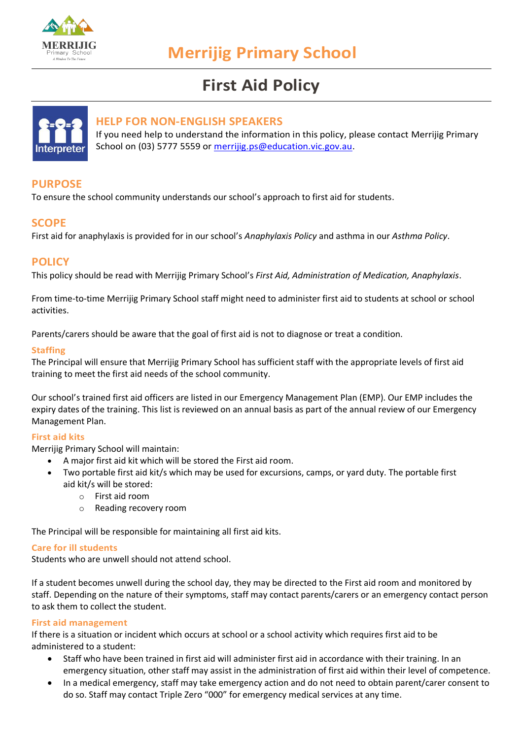# Merrijig Primary School

## First Aid Policy

## HELP FOR NON-ENGLISH SPEAKERS

If you need help to understand the information in this policy, please contact Merrijig Primary School on (03) 5777 5559 or [merrijig.ps@education.vic.gov.au](mailto:merrijig.ps@education.vic.gov.au).

## PURPOSE

To ensure the school community understands our school's approach to first aid for students.

## SCOPE

First aid for anaphylaxis is provided for in our school's *Anaphylaxis Policy* and asthma in our *Asthma Policy*.

## POLICY

This policy should be read with Merrijig Primary School's *First Aid, Administration of Medication, Anaphylaxis*.

From time-to-time Merrijig Primary School staff might need to administer first aid to students at school or school activities.

Parents/carers should be aware that the goal of first aid is not to diagnose or treat a condition.

### Staffing

The Principal will ensure that Merrijig Primary School has sufficient staff with the appropriate levels of first aid training to meet the first aid needs of the school community.

Our school's trained first aid officers are listed in our Emergency Management Plan (EMP). Our EMP includes the expiry dates of the training. This list is reviewed on an annual basis as part of the annual review of our Emergency Management Plan.

### First aid kits

Merrijig Primary School will maintain:

- A major first aid kit which will be stored the First aid room.
- Two portable first aid kit/s which may be used for excursions, camps, or yard duty. The portable first aid kit/s will be stored:
  - First aid room
  - Reading recovery room

The Principal will be responsible for maintaining all first aid kits.

### Care for ill students

Students who are unwell should not attend school.

If a student becomes unwell during the school day, they may be directed to the First aid room and monitored by staff. Depending on the nature of their symptoms, staff may contact parents/carers or an emergency contact person to ask them to collect the student.

### First aid management

If there is a situation or incident which occurs at school or a school activity which requires first aid to be administered to a student:

- Staff who have been trained in first aid will administer first aid in accordance with their training. In an emergency situation, other staff may assist in the administration of first aid within their level of competence.
- In a medical emergency, staff may take emergency action and do not need to obtain parent/carer consent to do so. Staff may contact Triple Zero "000" for emergency medical services at any time.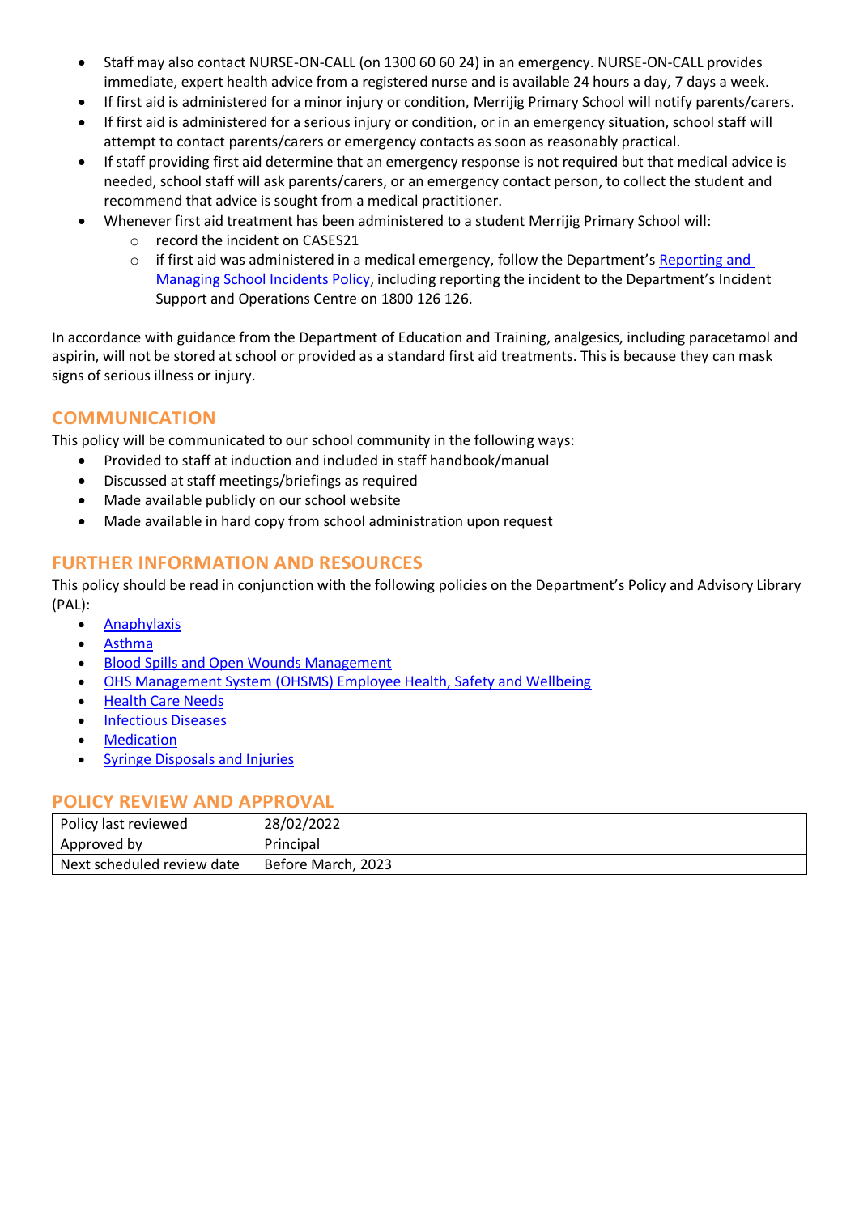- Staff may also contact NURSE-ON-CALL (on 1300 60 60 24) in an emergency. NURSE-ON-CALL provides immediate, expert health advice from a registered nurse and is available 24 hours a day, 7 days a week.
- If first aid is administered for a minor injury or condition, Merrijig Primary School will notify parents/carers.
- If first aid is administered for a serious injury or condition, or in an emergency situation, school staff will attempt to contact parents/carers or emergency contacts as soon as reasonably practical.
- If staff providing first aid determine that an emergency response is not required but that medical advice is needed, school staff will ask parents/carers, or an emergency contact person, to collect the student and recommend that advice is sought from a medical practitioner.
- Whenever first aid treatment has been administered to a student Merrijig Primary School will:
  - record the incident on CASES21
  - if first aid was administered in a medical emergency, follow the Department's Reporting and Managing School Incidents Policy, including reporting the incident to the Department's Incident Support and Operations Centre on 1800 126 126.

In accordance with guidance from the Department of Education and Training, analgesics, including paracetamol and aspirin, will not be stored at school or provided as a standard first aid treatments. This is because they can mask signs of serious illness or injury.

## COMMUNICATION

This policy will be communicated to our school community in the following ways:

- Provided to staff at induction and included in staff handbook/manual
- Discussed at staff meetings/briefings as required
- Made available publicly on our school website
- Made available in hard copy from school administration upon request

## FURTHER INFORMATION AND RESOURCES

This policy should be read in conjunction with the following policies on the Department's Policy and Advisory Library (PAL):

- Anaphylaxis
- Asthma
- Blood Spills and Open Wounds Management
- OHS Management System (OHSMS) Employee Health, Safety and Wellbeing
- Health Care Needs
- Infectious Diseases
- Medication
- Syringe Disposals and Injuries

## POLICY REVIEW AND APPROVAL

| | |
|---|---|
| Policy last reviewed | 28/02/2022 |
| Approved by | Principal |
| Next scheduled review date | Before March, 2023 |